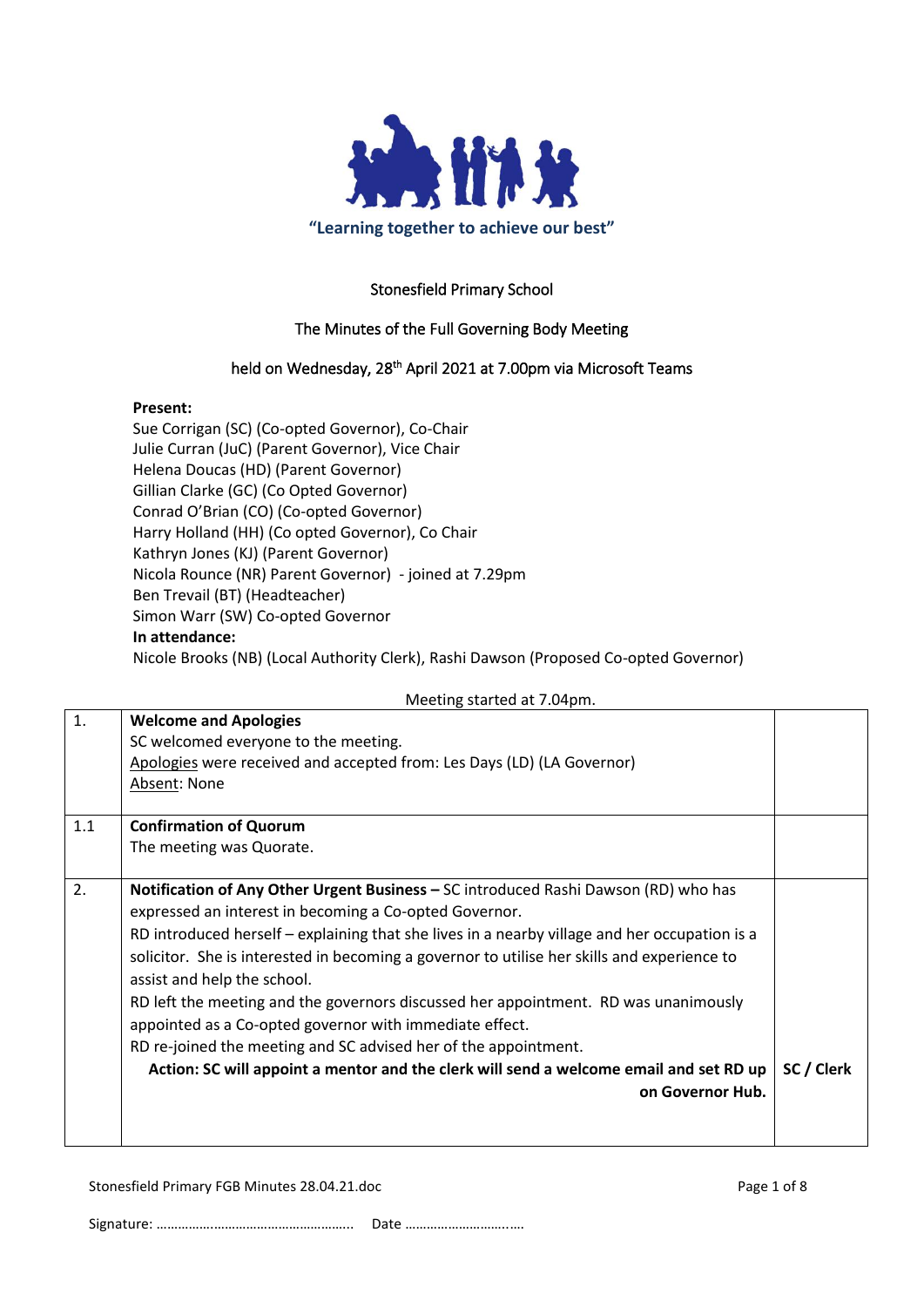"Learning together to achieve our best"

Stonesfield Primary School

The Minutes of the Full Governing Body Meeting

held on Wednesday, 28th April 2021 at 7.00pm via Microsoft Teams

**Present:**
Sue Corrigan (SC) (Co-opted Governor), Co-Chair
Julie Curran (JuC) (Parent Governor), Vice Chair
Helena Doucas (HD) (Parent Governor)
Gillian Clarke (GC) (Co Opted Governor)
Conrad O'Brian (CO) (Co-opted Governor)
Harry Holland (HH) (Co opted Governor), Co Chair
Kathryn Jones (KJ) (Parent Governor)
Nicola Rounce (NR) Parent Governor) - joined at 7.29pm
Ben Trevail (BT) (Headteacher)
Simon Warr (SW) Co-opted Governor
**In attendance:**
Nicole Brooks (NB) (Local Authority Clerk), Rashi Dawson (Proposed Co-opted Governor)

Meeting started at 7.04pm.

| | | |
|---|---|---|
| 1. | **Welcome and Apologies**<br>SC welcomed everyone to the meeting.<br>Apologies were received and accepted from: Les Days (LD) (LA Governor)<br>Absent: None | |
| 1.1 | **Confirmation of Quorum**<br>The meeting was Quorate. | |
| 2. | **Notification of Any Other Urgent Business –** SC introduced Rashi Dawson (RD) who has expressed an interest in becoming a Co-opted Governor.<br>RD introduced herself – explaining that she lives in a nearby village and her occupation is a solicitor. She is interested in becoming a governor to utilise her skills and experience to assist and help the school.<br>RD left the meeting and the governors discussed her appointment. RD was unanimously appointed as a Co-opted governor with immediate effect.<br>RD re-joined the meeting and SC advised her of the appointment.<br>**Action: SC will appoint a mentor and the clerk will send a welcome email and set RD up on Governor Hub.** | **SC / Clerk** |

Signature: ……………………………………………….. Date ………………………..….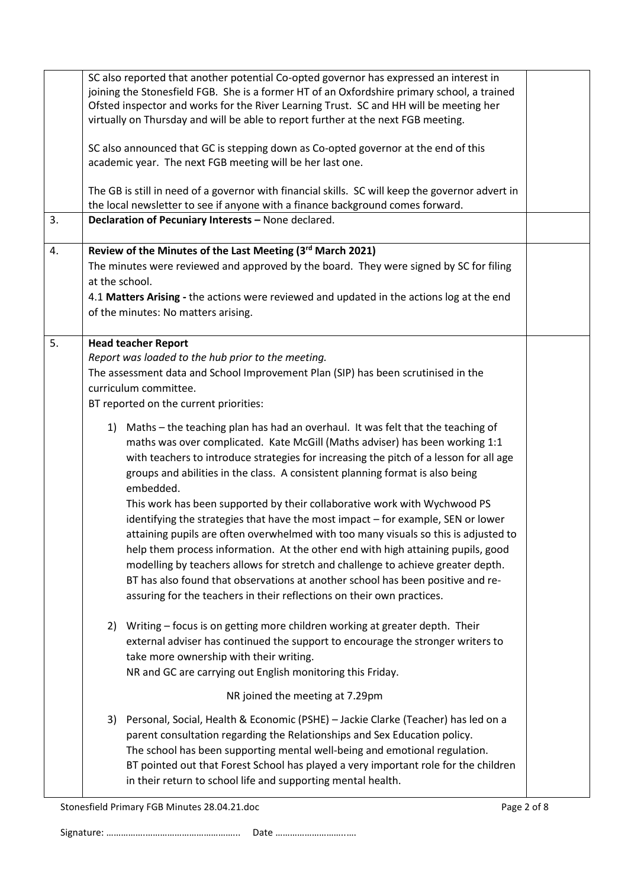| | | |
|---|---|---|
| | SC also reported that another potential Co-opted governor has expressed an interest in joining the Stonesfield FGB. She is a former HT of an Oxfordshire primary school, a trained Ofsted inspector and works for the River Learning Trust. SC and HH will be meeting her virtually on Thursday and will be able to report further at the next FGB meeting.<br><br>SC also announced that GC is stepping down as Co-opted governor at the end of this academic year. The next FGB meeting will be her last one.<br><br>The GB is still in need of a governor with financial skills. SC will keep the governor advert in the local newsletter to see if anyone with a finance background comes forward. | |
| 3. | **Declaration of Pecuniary Interests –** None declared. | |
| 4. | **Review of the Minutes of the Last Meeting (3rd March 2021)**<br>The minutes were reviewed and approved by the board. They were signed by SC for filing at the school.<br>4.1 **Matters Arising -** the actions were reviewed and updated in the actions log at the end of the minutes: No matters arising. | |
| 5. | **Head teacher Report**<br>*Report was loaded to the hub prior to the meeting.*<br>The assessment data and School Improvement Plan (SIP) has been scrutinised in the curriculum committee.<br>BT reported on the current priorities:<br><br>1) Maths – the teaching plan has had an overhaul. It was felt that the teaching of maths was over complicated. Kate McGill (Maths adviser) has been working 1:1 with teachers to introduce strategies for increasing the pitch of a lesson for all age groups and abilities in the class. A consistent planning format is also being embedded.<br>This work has been supported by their collaborative work with Wychwood PS identifying the strategies that have the most impact – for example, SEN or lower attaining pupils are often overwhelmed with too many visuals so this is adjusted to help them process information. At the other end with high attaining pupils, good modelling by teachers allows for stretch and challenge to achieve greater depth. BT has also found that observations at another school has been positive and re-assuring for the teachers in their reflections on their own practices.<br><br>2) Writing – focus is on getting more children working at greater depth. Their external adviser has continued the support to encourage the stronger writers to take more ownership with their writing.<br>NR and GC are carrying out English monitoring this Friday.<br><br>NR joined the meeting at 7.29pm<br><br>3) Personal, Social, Health & Economic (PSHE) – Jackie Clarke (Teacher) has led on a parent consultation regarding the Relationships and Sex Education policy.<br>The school has been supporting mental well-being and emotional regulation.<br>BT pointed out that Forest School has played a very important role for the children in their return to school life and supporting mental health. | |

Signature: …………………………………………….. Date ……………………….….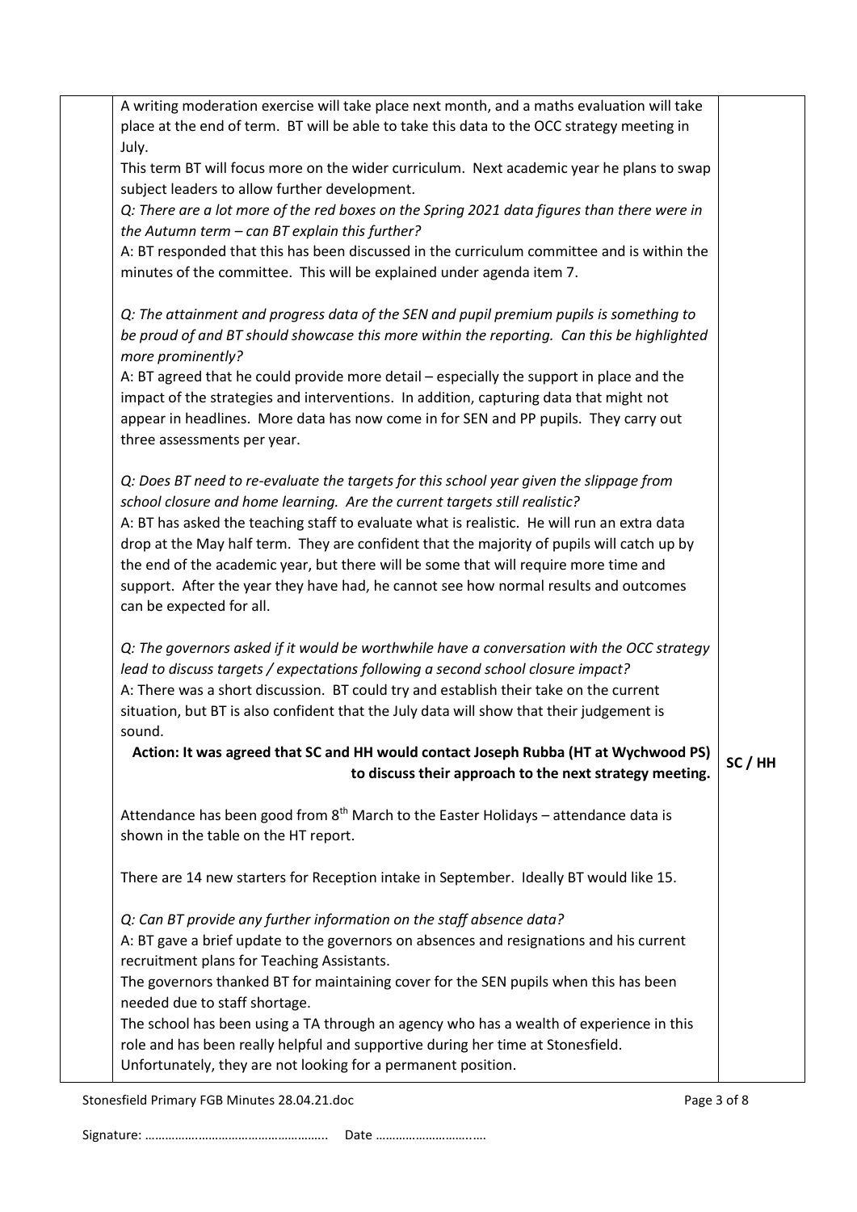A writing moderation exercise will take place next month, and a maths evaluation will take place at the end of term. BT will be able to take this data to the OCC strategy meeting in July.

This term BT will focus more on the wider curriculum. Next academic year he plans to swap subject leaders to allow further development.

*Q: There are a lot more of the red boxes on the Spring 2021 data figures than there were in the Autumn term – can BT explain this further?*

A: BT responded that this has been discussed in the curriculum committee and is within the minutes of the committee. This will be explained under agenda item 7.

*Q: The attainment and progress data of the SEN and pupil premium pupils is something to be proud of and BT should showcase this more within the reporting. Can this be highlighted more prominently?*

A: BT agreed that he could provide more detail – especially the support in place and the impact of the strategies and interventions. In addition, capturing data that might not appear in headlines. More data has now come in for SEN and PP pupils. They carry out three assessments per year.

*Q: Does BT need to re-evaluate the targets for this school year given the slippage from school closure and home learning. Are the current targets still realistic?*

A: BT has asked the teaching staff to evaluate what is realistic. He will run an extra data drop at the May half term. They are confident that the majority of pupils will catch up by the end of the academic year, but there will be some that will require more time and support. After the year they have had, he cannot see how normal results and outcomes can be expected for all.

*Q: The governors asked if it would be worthwhile have a conversation with the OCC strategy lead to discuss targets / expectations following a second school closure impact?*

A: There was a short discussion. BT could try and establish their take on the current situation, but BT is also confident that the July data will show that their judgement is sound.

**Action: It was agreed that SC and HH would contact Joseph Rubba (HT at Wychwood PS) to discuss their approach to the next strategy meeting.** — **SC / HH**

Attendance has been good from 8th March to the Easter Holidays – attendance data is shown in the table on the HT report.

There are 14 new starters for Reception intake in September. Ideally BT would like 15.

*Q: Can BT provide any further information on the staff absence data?*

A: BT gave a brief update to the governors on absences and resignations and his current recruitment plans for Teaching Assistants.

The governors thanked BT for maintaining cover for the SEN pupils when this has been needed due to staff shortage.

The school has been using a TA through an agency who has a wealth of experience in this role and has been really helpful and supportive during her time at Stonesfield. Unfortunately, they are not looking for a permanent position.

Signature: …………………………………………….. Date ……………………….….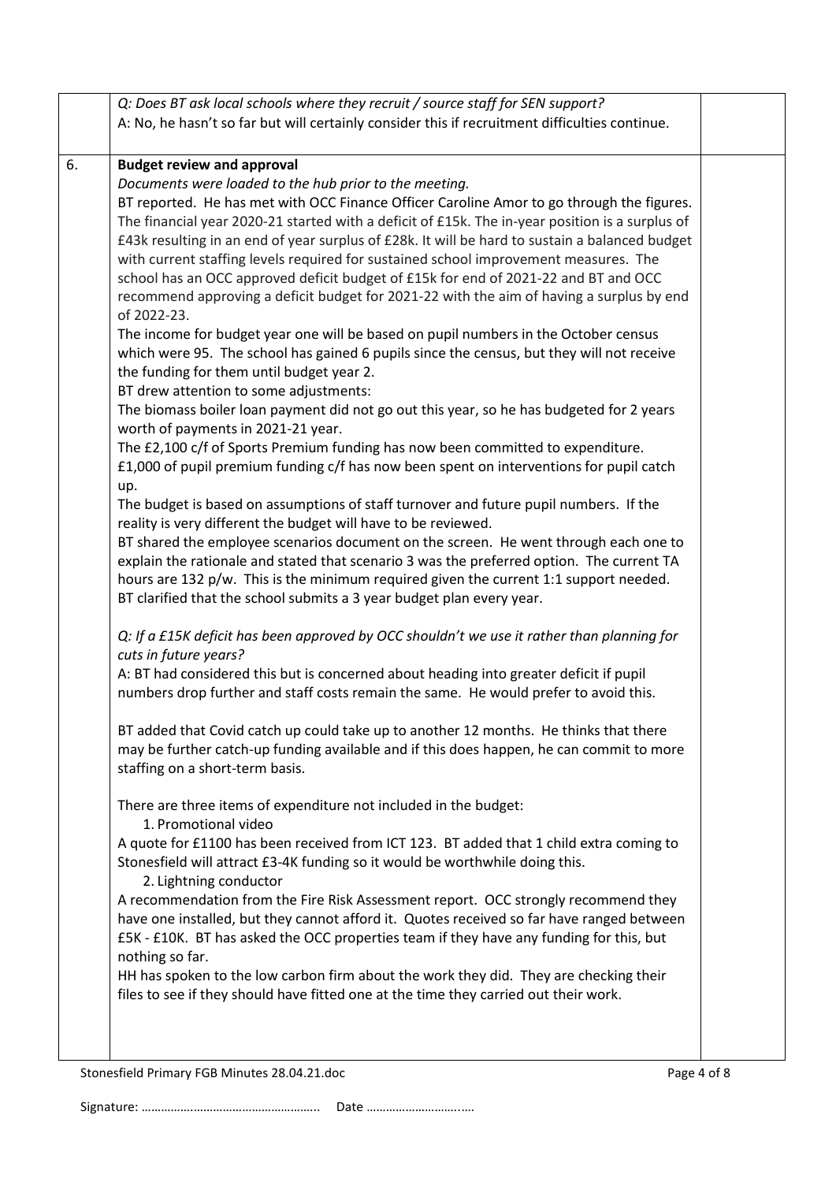| | | |
|---|---|---|
| | *Q: Does BT ask local schools where they recruit / source staff for SEN support?*<br>A: No, he hasn't so far but will certainly consider this if recruitment difficulties continue. | |
| 6. | **Budget review and approval**<br>*Documents were loaded to the hub prior to the meeting.*<br>BT reported. He has met with OCC Finance Officer Caroline Amor to go through the figures. The financial year 2020-21 started with a deficit of £15k. The in-year position is a surplus of £43k resulting in an end of year surplus of £28k. It will be hard to sustain a balanced budget with current staffing levels required for sustained school improvement measures. The school has an OCC approved deficit budget of £15k for end of 2021-22 and BT and OCC recommend approving a deficit budget for 2021-22 with the aim of having a surplus by end of 2022-23.<br>The income for budget year one will be based on pupil numbers in the October census which were 95. The school has gained 6 pupils since the census, but they will not receive the funding for them until budget year 2.<br>BT drew attention to some adjustments:<br>The biomass boiler loan payment did not go out this year, so he has budgeted for 2 years worth of payments in 2021-21 year.<br>The £2,100 c/f of Sports Premium funding has now been committed to expenditure.<br>£1,000 of pupil premium funding c/f has now been spent on interventions for pupil catch up.<br>The budget is based on assumptions of staff turnover and future pupil numbers. If the reality is very different the budget will have to be reviewed.<br>BT shared the employee scenarios document on the screen. He went through each one to explain the rationale and stated that scenario 3 was the preferred option. The current TA hours are 132 p/w. This is the minimum required given the current 1:1 support needed.<br>BT clarified that the school submits a 3 year budget plan every year.<br><br>*Q: If a £15K deficit has been approved by OCC shouldn't we use it rather than planning for cuts in future years?*<br>A: BT had considered this but is concerned about heading into greater deficit if pupil numbers drop further and staff costs remain the same. He would prefer to avoid this.<br><br>BT added that Covid catch up could take up to another 12 months. He thinks that there may be further catch-up funding available and if this does happen, he can commit to more staffing on a short-term basis.<br><br>There are three items of expenditure not included in the budget:<br>1. Promotional video<br>A quote for £1100 has been received from ICT 123. BT added that 1 child extra coming to Stonesfield will attract £3-4K funding so it would be worthwhile doing this.<br>2. Lightning conductor<br>A recommendation from the Fire Risk Assessment report. OCC strongly recommend they have one installed, but they cannot afford it. Quotes received so far have ranged between £5K - £10K. BT has asked the OCC properties team if they have any funding for this, but nothing so far.<br>HH has spoken to the low carbon firm about the work they did. They are checking their files to see if they should have fitted one at the time they carried out their work. | |

Signature: …………………………………………….. Date ……………………….….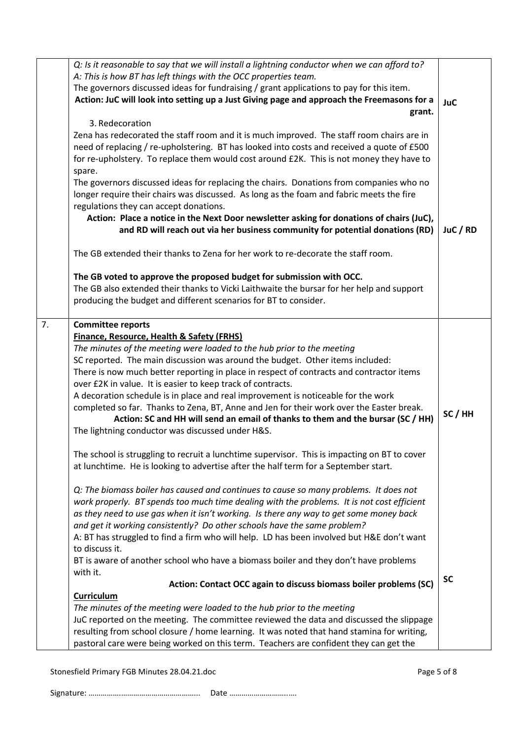| | | |
|---|---|---|
| | *Q: Is it reasonable to say that we will install a lightning conductor when we can afford to?*<br>*A: This is how BT has left things with the OCC properties team.*<br>The governors discussed ideas for fundraising / grant applications to pay for this item.<br>**Action: JuC will look into setting up a Just Giving page and approach the Freemasons for a grant.**<br><br>3. Redecoration<br>Zena has redecorated the staff room and it is much improved. The staff room chairs are in need of replacing / re-upholstering. BT has looked into costs and received a quote of £500 for re-upholstery. To replace them would cost around £2K. This is not money they have to spare.<br>The governors discussed ideas for replacing the chairs. Donations from companies who no longer require their chairs was discussed. As long as the foam and fabric meets the fire regulations they can accept donations.<br>**Action: Place a notice in the Next Door newsletter asking for donations of chairs (JuC), and RD will reach out via her business community for potential donations (RD)**<br><br>The GB extended their thanks to Zena for her work to re-decorate the staff room.<br><br>**The GB voted to approve the proposed budget for submission with OCC.**<br>The GB also extended their thanks to Vicki Laithwaite the bursar for her help and support producing the budget and different scenarios for BT to consider. | **JuC**<br><br><br><br><br><br><br><br><br><br>**JuC / RD** |
| 7. | **Committee reports**<br>**<u>Finance, Resource, Health & Safety (FRHS)</u>**<br>*The minutes of the meeting were loaded to the hub prior to the meeting*<br>SC reported. The main discussion was around the budget. Other items included:<br>There is now much better reporting in place in respect of contracts and contractor items over £2K in value. It is easier to keep track of contracts.<br>A decoration schedule is in place and real improvement is noticeable for the work completed so far. Thanks to Zena, BT, Anne and Jen for their work over the Easter break.<br>**Action: SC and HH will send an email of thanks to them and the bursar (SC / HH)**<br>The lightning conductor was discussed under H&S.<br><br>The school is struggling to recruit a lunchtime supervisor. This is impacting on BT to cover at lunchtime. He is looking to advertise after the half term for a September start.<br><br>*Q: The biomass boiler has caused and continues to cause so many problems. It does not work properly. BT spends too much time dealing with the problems. It is not cost efficient as they need to use gas when it isn't working. Is there any way to get some money back and get it working consistently? Do other schools have the same problem?*<br>A: BT has struggled to find a firm who will help. LD has been involved but H&E don't want to discuss it.<br>BT is aware of another school who have a biomass boiler and they don't have problems with it.<br>**Action: Contact OCC again to discuss biomass boiler problems (SC)**<br>**<u>Curriculum</u>**<br>*The minutes of the meeting were loaded to the hub prior to the meeting*<br>JuC reported on the meeting. The committee reviewed the data and discussed the slippage resulting from school closure / home learning. It was noted that hand stamina for writing, pastoral care were being worked on this term. Teachers are confident they can get the | <br><br><br><br><br><br><br><br>**SC / HH**<br><br><br><br><br><br><br><br><br>**SC** |

Signature: ……………………………………………….. Date ………………………..….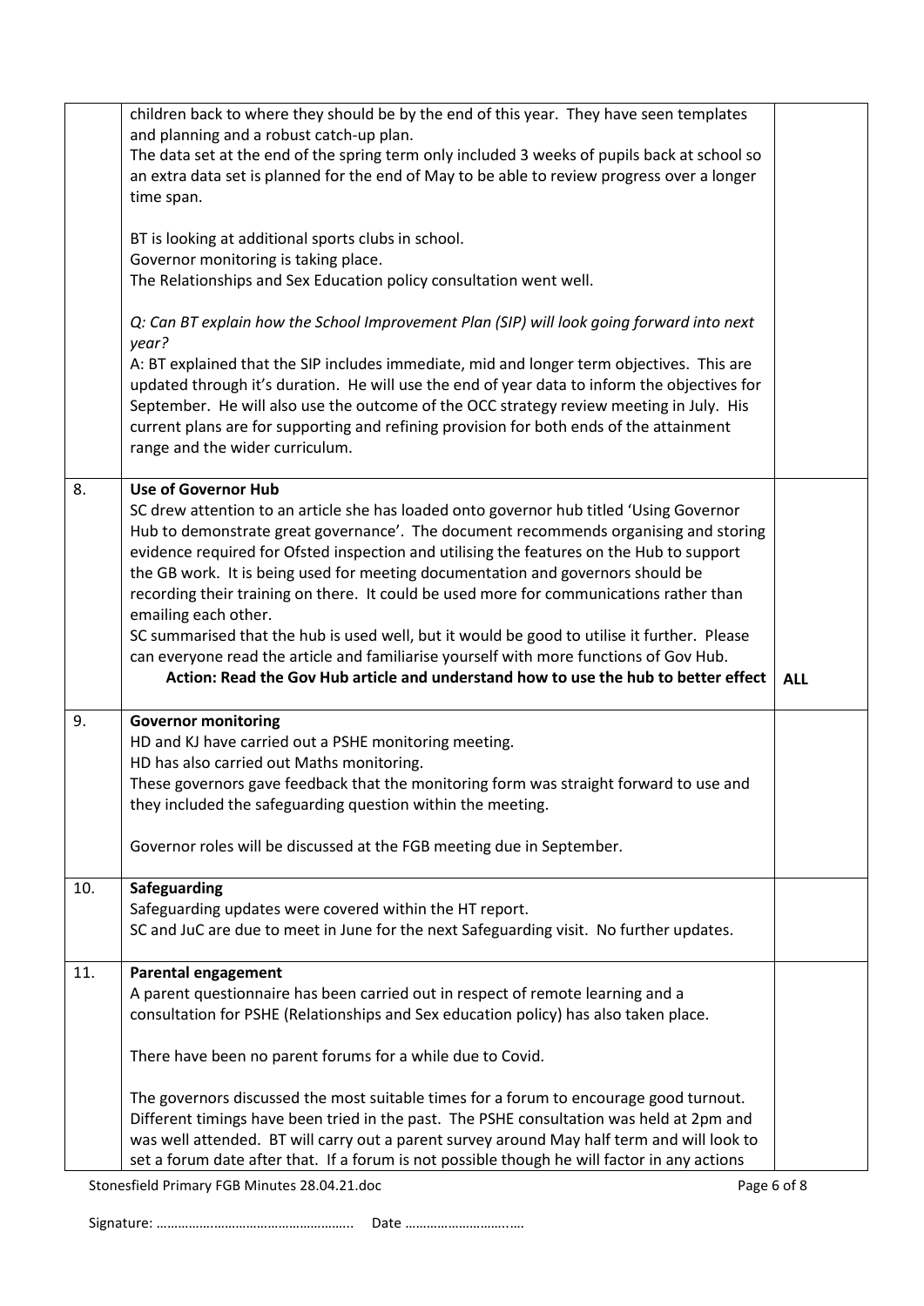| | | |
|---|---|---|
| | children back to where they should be by the end of this year. They have seen templates and planning and a robust catch-up plan.<br>The data set at the end of the spring term only included 3 weeks of pupils back at school so an extra data set is planned for the end of May to be able to review progress over a longer time span.<br><br>BT is looking at additional sports clubs in school.<br>Governor monitoring is taking place.<br>The Relationships and Sex Education policy consultation went well.<br><br>*Q: Can BT explain how the School Improvement Plan (SIP) will look going forward into next year?*<br>A: BT explained that the SIP includes immediate, mid and longer term objectives. This are updated through it's duration. He will use the end of year data to inform the objectives for September. He will also use the outcome of the OCC strategy review meeting in July. His current plans are for supporting and refining provision for both ends of the attainment range and the wider curriculum. | |
| 8. | **Use of Governor Hub**<br>SC drew attention to an article she has loaded onto governor hub titled 'Using Governor Hub to demonstrate great governance'. The document recommends organising and storing evidence required for Ofsted inspection and utilising the features on the Hub to support the GB work. It is being used for meeting documentation and governors should be recording their training on there. It could be used more for communications rather than emailing each other.<br>SC summarised that the hub is used well, but it would be good to utilise it further. Please can everyone read the article and familiarise yourself with more functions of Gov Hub.<br>**Action: Read the Gov Hub article and understand how to use the hub to better effect** | **ALL** |
| 9. | **Governor monitoring**<br>HD and KJ have carried out a PSHE monitoring meeting.<br>HD has also carried out Maths monitoring.<br>These governors gave feedback that the monitoring form was straight forward to use and they included the safeguarding question within the meeting.<br><br>Governor roles will be discussed at the FGB meeting due in September. | |
| 10. | **Safeguarding**<br>Safeguarding updates were covered within the HT report.<br>SC and JuC are due to meet in June for the next Safeguarding visit. No further updates. | |
| 11. | **Parental engagement**<br>A parent questionnaire has been carried out in respect of remote learning and a consultation for PSHE (Relationships and Sex education policy) has also taken place.<br><br>There have been no parent forums for a while due to Covid.<br><br>The governors discussed the most suitable times for a forum to encourage good turnout. Different timings have been tried in the past. The PSHE consultation was held at 2pm and was well attended. BT will carry out a parent survey around May half term and will look to set a forum date after that. If a forum is not possible though he will factor in any actions | |

Signature: ……………………………………………….. Date ……………………….….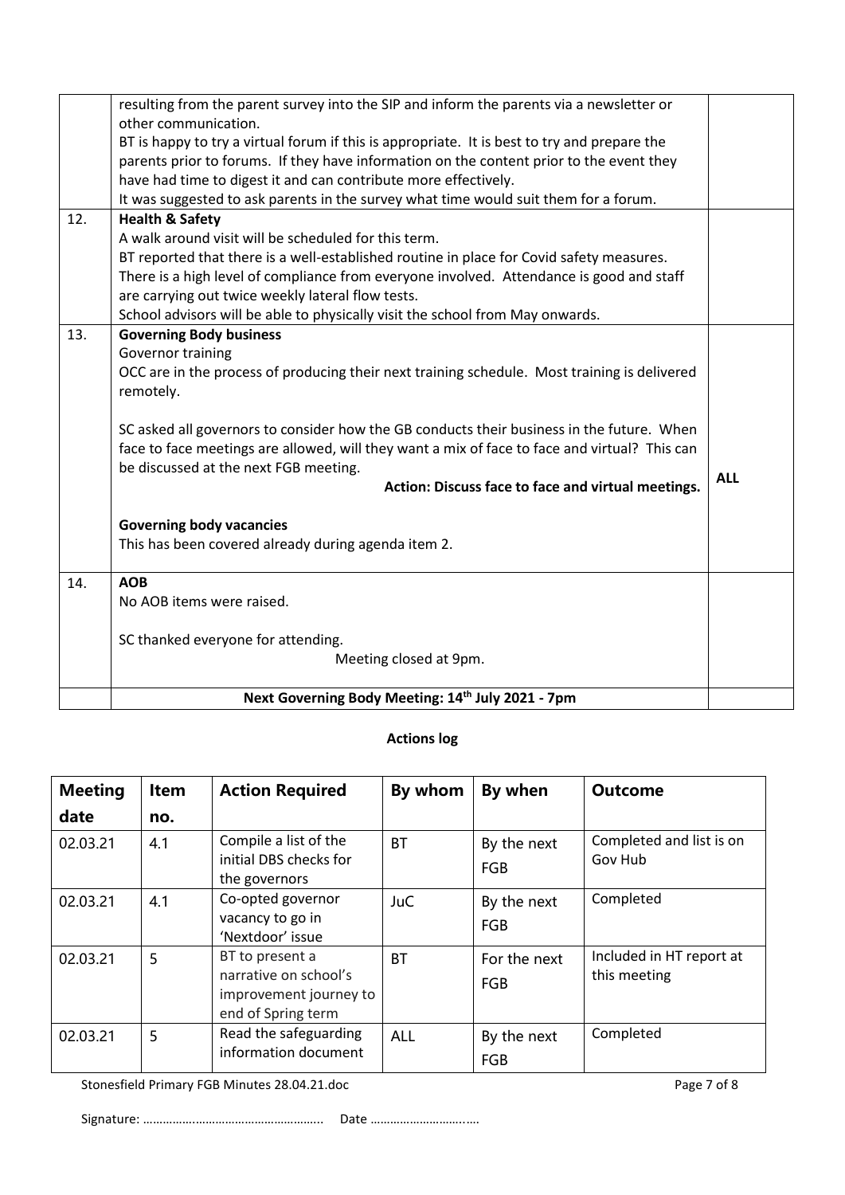| | | |
|---|---|---|
| | resulting from the parent survey into the SIP and inform the parents via a newsletter or other communication.<br>BT is happy to try a virtual forum if this is appropriate. It is best to try and prepare the parents prior to forums. If they have information on the content prior to the event they have had time to digest it and can contribute more effectively.<br>It was suggested to ask parents in the survey what time would suit them for a forum. | |
| 12. | **Health & Safety**<br>A walk around visit will be scheduled for this term.<br>BT reported that there is a well-established routine in place for Covid safety measures. There is a high level of compliance from everyone involved. Attendance is good and staff are carrying out twice weekly lateral flow tests.<br>School advisors will be able to physically visit the school from May onwards. | |
| 13. | **Governing Body business**<br>Governor training<br>OCC are in the process of producing their next training schedule. Most training is delivered remotely.<br><br>SC asked all governors to consider how the GB conducts their business in the future. When face to face meetings are allowed, will they want a mix of face to face and virtual? This can be discussed at the next FGB meeting.<br>**Action: Discuss face to face and virtual meetings.**<br><br>**Governing body vacancies**<br>This has been covered already during agenda item 2. | **ALL** |
| 14. | **AOB**<br>No AOB items were raised.<br><br>SC thanked everyone for attending.<br>Meeting closed at 9pm. | |
| | **Next Governing Body Meeting: 14th July 2021 - 7pm** | |

**Actions log**

| Meeting date | Item no. | Action Required | By whom | By when | Outcome |
|---|---|---|---|---|---|
| 02.03.21 | 4.1 | Compile a list of the initial DBS checks for the governors | BT | By the next FGB | Completed and list is on Gov Hub |
| 02.03.21 | 4.1 | Co-opted governor vacancy to go in 'Nextdoor' issue | JuC | By the next FGB | Completed |
| 02.03.21 | 5 | BT to present a narrative on school's improvement journey to end of Spring term | BT | For the next FGB | Included in HT report at this meeting |
| 02.03.21 | 5 | Read the safeguarding information document | ALL | By the next FGB | Completed |

Signature: ……………………………………………….. Date ………………………..….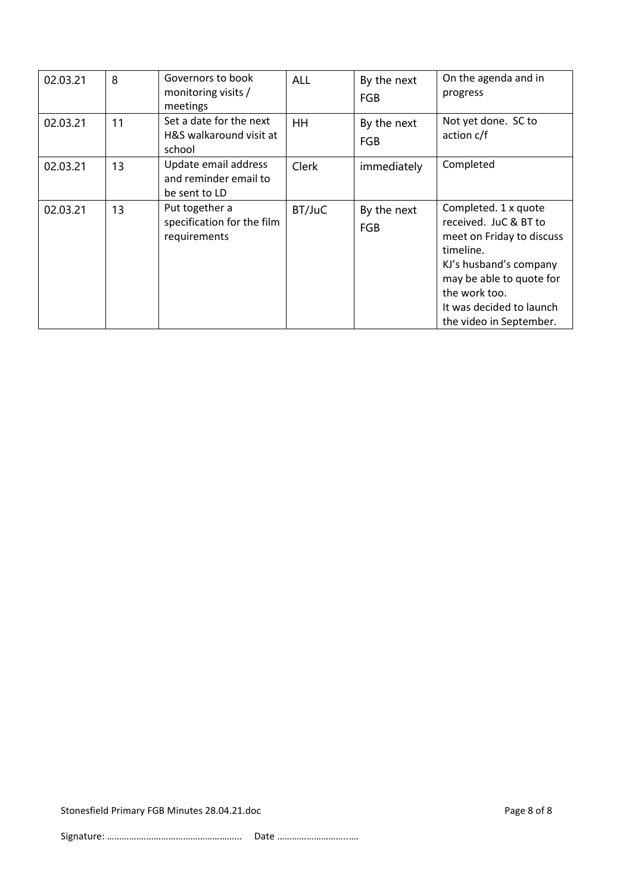| | | | | | |
|---|---|---|---|---|---|
| 02.03.21 | 8 | Governors to book monitoring visits / meetings | ALL | By the next FGB | On the agenda and in progress |
| 02.03.21 | 11 | Set a date for the next H&S walkaround visit at school | HH | By the next FGB | Not yet done. SC to action c/f |
| 02.03.21 | 13 | Update email address and reminder email to be sent to LD | Clerk | immediately | Completed |
| 02.03.21 | 13 | Put together a specification for the film requirements | BT/JuC | By the next FGB | Completed. 1 x quote received. JuC & BT to meet on Friday to discuss timeline.<br>KJ's husband's company may be able to quote for the work too.<br>It was decided to launch the video in September. |

Signature: ……………………………………………….. Date ……………………….….